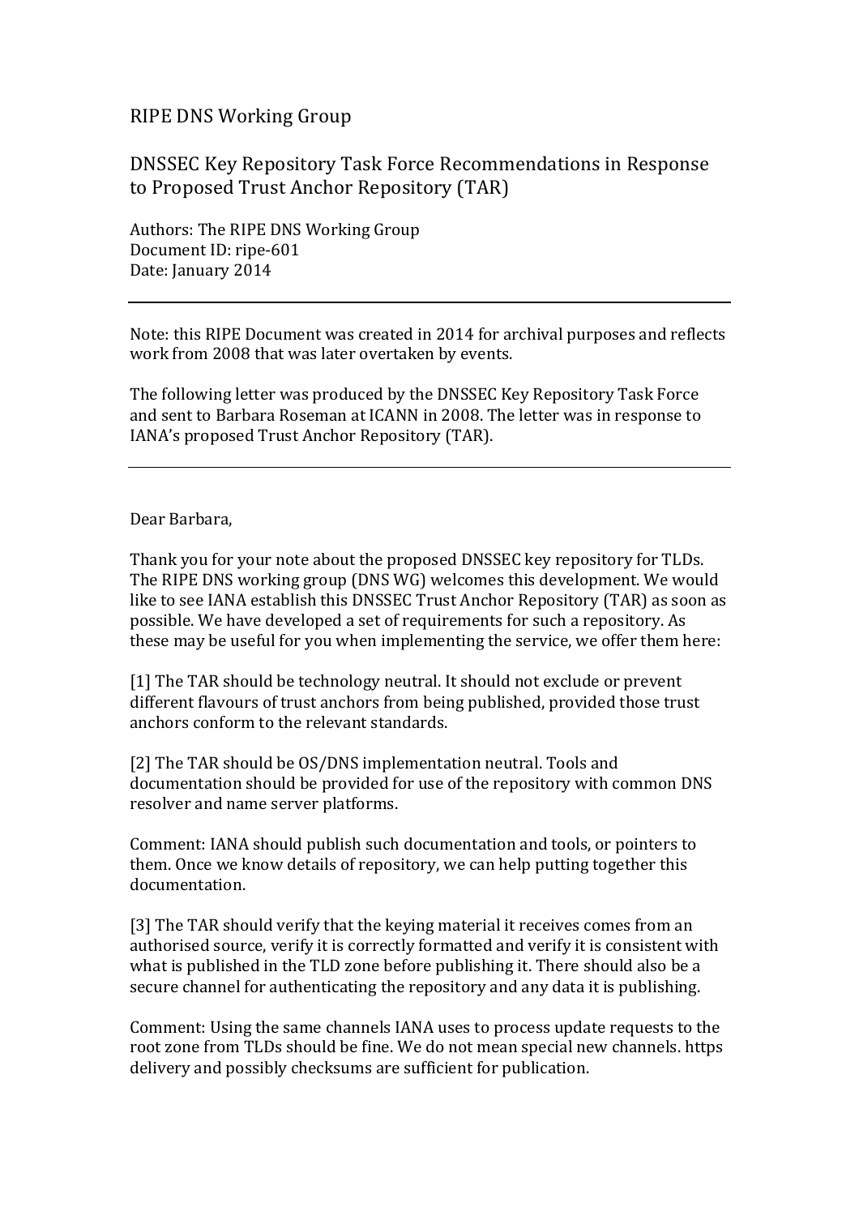# RIPE DNS Working Group

## DNSSEC Key Repository Task Force Recommendations in Response to Proposed Trust Anchor Repository (TAR)

Authors: The RIPE DNS Working Group
Document ID: ripe-601
Date: January 2014

---

Note: this RIPE Document was created in 2014 for archival purposes and reflects work from 2008 that was later overtaken by events.

The following letter was produced by the DNSSEC Key Repository Task Force and sent to Barbara Roseman at ICANN in 2008. The letter was in response to IANA's proposed Trust Anchor Repository (TAR).

---

Dear Barbara,

Thank you for your note about the proposed DNSSEC key repository for TLDs. The RIPE DNS working group (DNS WG) welcomes this development. We would like to see IANA establish this DNSSEC Trust Anchor Repository (TAR) as soon as possible. We have developed a set of requirements for such a repository. As these may be useful for you when implementing the service, we offer them here:

[1] The TAR should be technology neutral. It should not exclude or prevent different flavours of trust anchors from being published, provided those trust anchors conform to the relevant standards.

[2] The TAR should be OS/DNS implementation neutral. Tools and documentation should be provided for use of the repository with common DNS resolver and name server platforms.

Comment: IANA should publish such documentation and tools, or pointers to them. Once we know details of repository, we can help putting together this documentation.

[3] The TAR should verify that the keying material it receives comes from an authorised source, verify it is correctly formatted and verify it is consistent with what is published in the TLD zone before publishing it. There should also be a secure channel for authenticating the repository and any data it is publishing.

Comment: Using the same channels IANA uses to process update requests to the root zone from TLDs should be fine. We do not mean special new channels. https delivery and possibly checksums are sufficient for publication.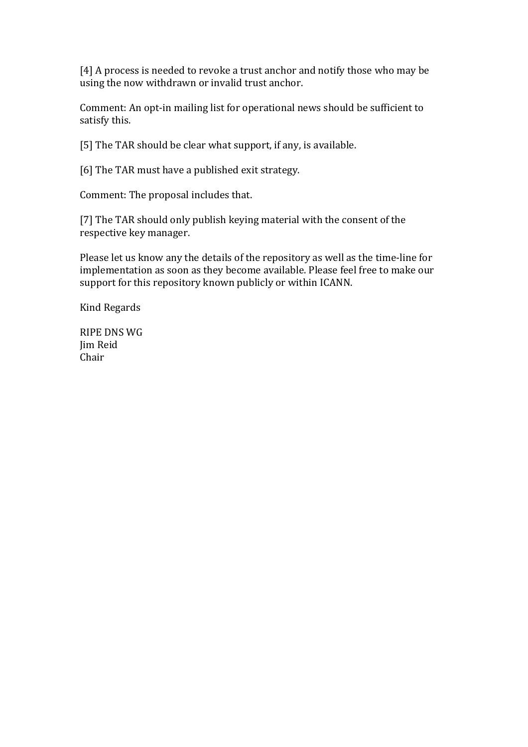[4] A process is needed to revoke a trust anchor and notify those who may be using the now withdrawn or invalid trust anchor.

Comment: An opt-in mailing list for operational news should be sufficient to satisfy this.

[5] The TAR should be clear what support, if any, is available.

[6] The TAR must have a published exit strategy.

Comment: The proposal includes that.

[7] The TAR should only publish keying material with the consent of the respective key manager.

Please let us know any the details of the repository as well as the time-line for implementation as soon as they become available. Please feel free to make our support for this repository known publicly or within ICANN.

Kind Regards

RIPE DNS WG
Jim Reid
Chair